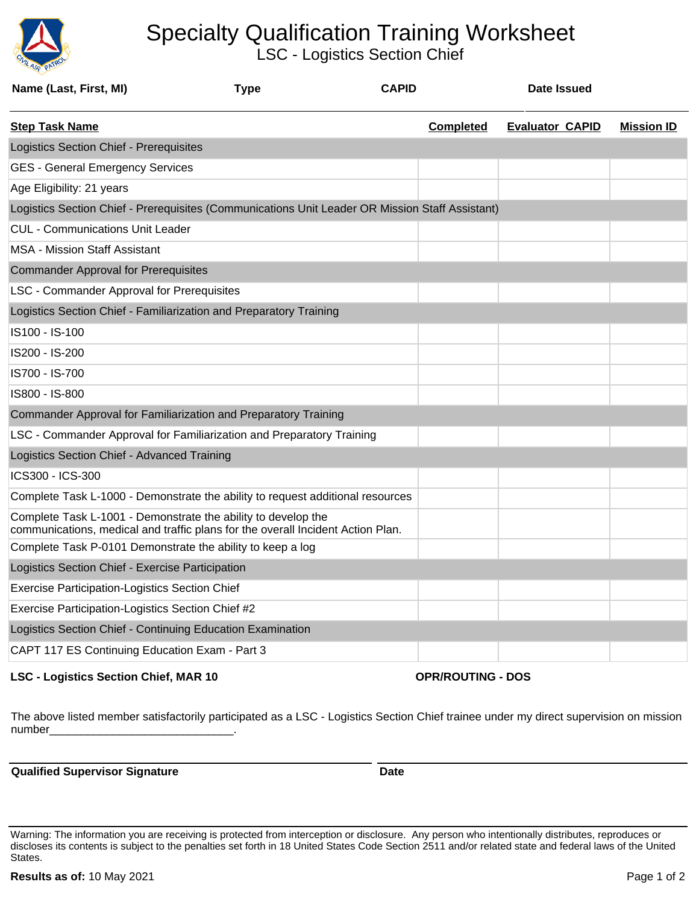# Specialty Qualification Training Worksheet

## LSC - Logistics Section Chief

| Name (Last, First, MI) | Type | CAPID | Date Issued |
| --- | --- | --- | --- |
| | | | |

| Step Task Name | Completed | Evaluator CAPID | Mission ID |
| --- | --- | --- | --- |
| **Logistics Section Chief - Prerequisites** | | | |
| GES - General Emergency Services | | | |
| Age Eligibility: 21 years | | | |
| **Logistics Section Chief - Prerequisites (Communications Unit Leader OR Mission Staff Assistant)** | | | |
| CUL - Communications Unit Leader | | | |
| MSA - Mission Staff Assistant | | | |
| **Commander Approval for Prerequisites** | | | |
| LSC - Commander Approval for Prerequisites | | | |
| **Logistics Section Chief - Familiarization and Preparatory Training** | | | |
| IS100 - IS-100 | | | |
| IS200 - IS-200 | | | |
| IS700 - IS-700 | | | |
| IS800 - IS-800 | | | |
| **Commander Approval for Familiarization and Preparatory Training** | | | |
| LSC - Commander Approval for Familiarization and Preparatory Training | | | |
| **Logistics Section Chief - Advanced Training** | | | |
| ICS300 - ICS-300 | | | |
| Complete Task L-1000 - Demonstrate the ability to request additional resources | | | |
| Complete Task L-1001 - Demonstrate the ability to develop the communications, medical and traffic plans for the overall Incident Action Plan. | | | |
| Complete Task P-0101 Demonstrate the ability to keep a log | | | |
| **Logistics Section Chief - Exercise Participation** | | | |
| Exercise Participation-Logistics Section Chief | | | |
| Exercise Participation-Logistics Section Chief #2 | | | |
| **Logistics Section Chief - Continuing Education Examination** | | | |
| CAPT 117 ES Continuing Education Exam - Part 3 | | | |

**LSC - Logistics Section Chief, MAR 10** **OPR/ROUTING - DOS**

The above listed member satisfactorily participated as a LSC - Logistics Section Chief trainee under my direct supervision on mission number_____________________________.

**Qualified Supervisor Signature** **Date**

Warning: The information you are receiving is protected from interception or disclosure. Any person who intentionally distributes, reproduces or discloses its contents is subject to the penalties set forth in 18 United States Code Section 2511 and/or related state and federal laws of the United States.

**Results as of:** 10 May 2021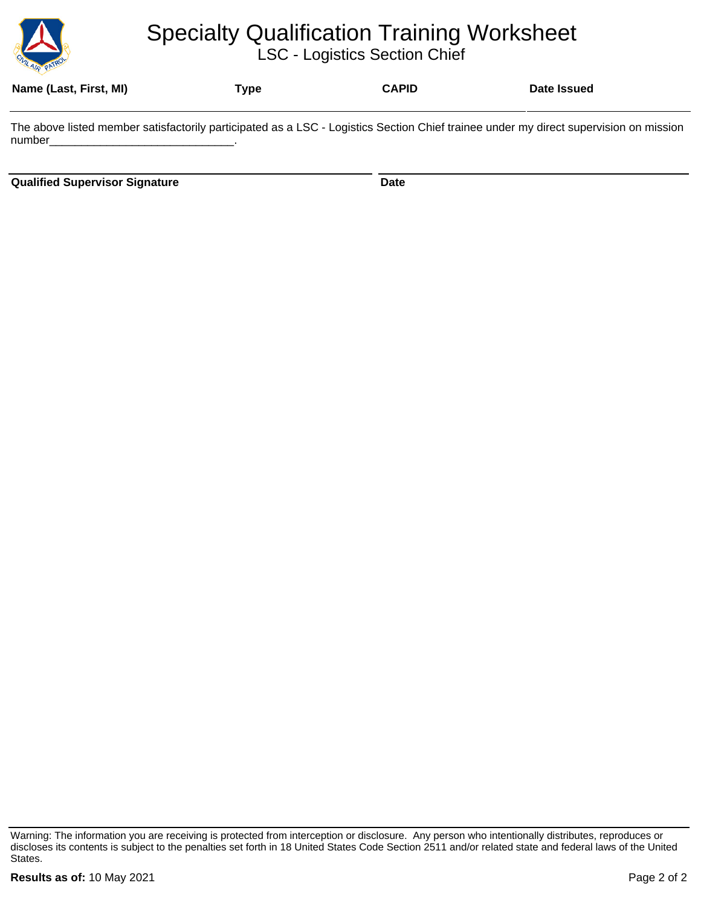# Specialty Qualification Training Worksheet

LSC - Logistics Section Chief

| Name (Last, First, MI) | Type | CAPID | Date Issued |
| --- | --- | --- | --- |
| | | | |

The above listed member satisfactorily participated as a LSC - Logistics Section Chief trainee under my direct supervision on mission number_____________________________.

| Qualified Supervisor Signature | Date |
| --- | --- |
| | |

Warning: The information you are receiving is protected from interception or disclosure. Any person who intentionally distributes, reproduces or discloses its contents is subject to the penalties set forth in 18 United States Code Section 2511 and/or related state and federal laws of the United States.

**Results as of:** 10 May 2021